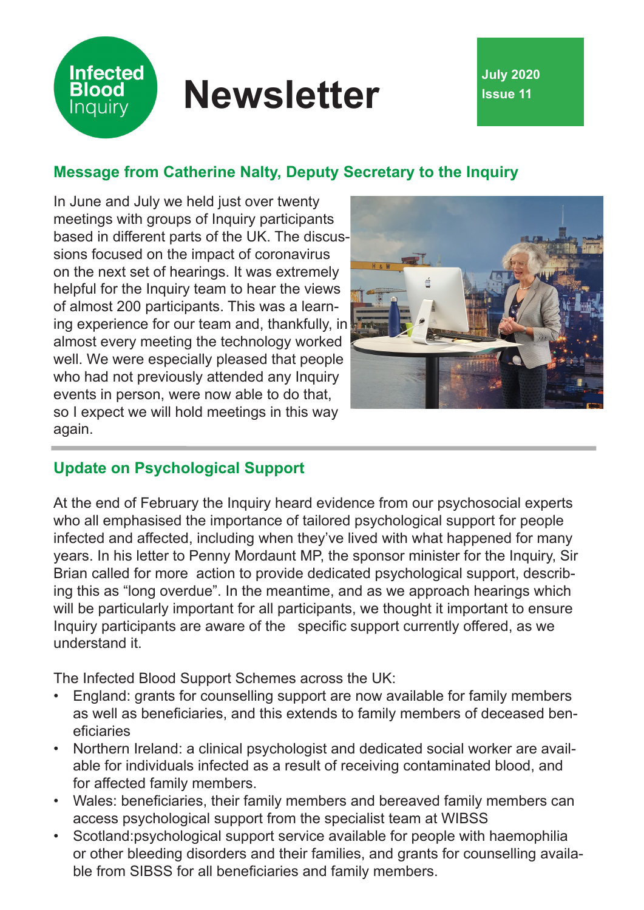# Infected Blood Inquiry Newsletter

**July 2020**
**Issue 11**

## Message from Catherine Nalty, Deputy Secretary to the Inquiry

In June and July we held just over twenty meetings with groups of Inquiry participants based in different parts of the UK. The discussions focused on the impact of coronavirus on the next set of hearings. It was extremely helpful for the Inquiry team to hear the views of almost 200 participants. This was a learning experience for our team and, thankfully, in almost every meeting the technology worked well. We were especially pleased that people who had not previously attended any Inquiry events in person, were now able to do that, so I expect we will hold meetings in this way again.

## Update on Psychological Support

At the end of February the Inquiry heard evidence from our psychosocial experts who all emphasised the importance of tailored psychological support for people infected and affected, including when they've lived with what happened for many years. In his letter to Penny Mordaunt MP, the sponsor minister for the Inquiry, Sir Brian called for more action to provide dedicated psychological support, describing this as "long overdue". In the meantime, and as we approach hearings which will be particularly important for all participants, we thought it important to ensure Inquiry participants are aware of the specific support currently offered, as we understand it.

The Infected Blood Support Schemes across the UK:

- England: grants for counselling support are now available for family members as well as beneficiaries, and this extends to family members of deceased beneficiaries
- Northern Ireland: a clinical psychologist and dedicated social worker are available for individuals infected as a result of receiving contaminated blood, and for affected family members.
- Wales: beneficiaries, their family members and bereaved family members can access psychological support from the specialist team at WIBSS
- Scotland:psychological support service available for people with haemophilia or other bleeding disorders and their families, and grants for counselling available from SIBSS for all beneficiaries and family members.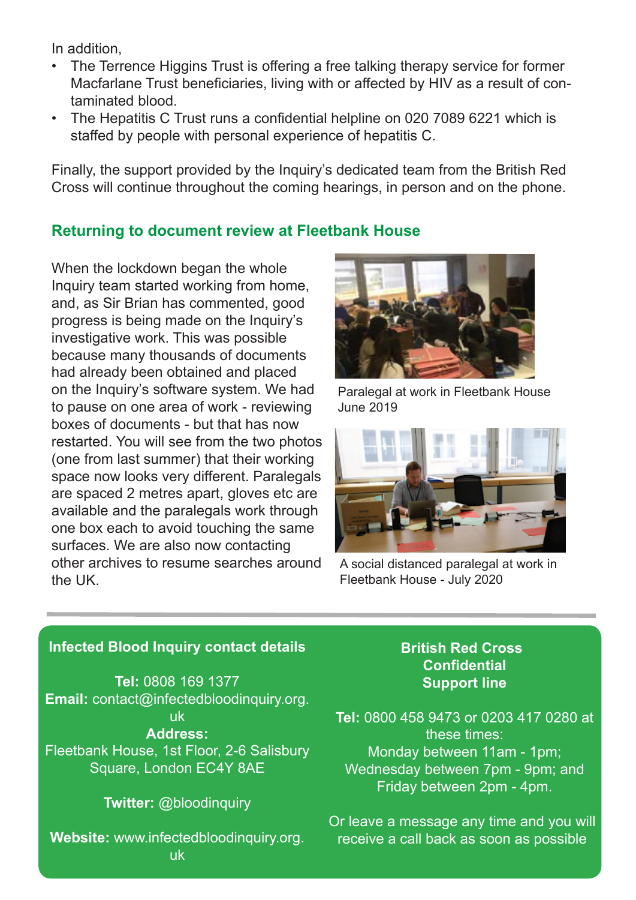In addition,

- The Terrence Higgins Trust is offering a free talking therapy service for former Macfarlane Trust beneficiaries, living with or affected by HIV as a result of contaminated blood.
- The Hepatitis C Trust runs a confidential helpline on 020 7089 6221 which is staffed by people with personal experience of hepatitis C.

Finally, the support provided by the Inquiry's dedicated team from the British Red Cross will continue throughout the coming hearings, in person and on the phone.

## Returning to document review at Fleetbank House

When the lockdown began the whole Inquiry team started working from home, and, as Sir Brian has commented, good progress is being made on the Inquiry's investigative work. This was possible because many thousands of documents had already been obtained and placed on the Inquiry's software system. We had to pause on one area of work - reviewing boxes of documents - but that has now restarted. You will see from the two photos (one from last summer) that their working space now looks very different. Paralegals are spaced 2 metres apart, gloves etc are available and the paralegals work through one box each to avoid touching the same surfaces. We are also now contacting other archives to resume searches around the UK.

Paralegal at work in Fleetbank House June 2019

A social distanced paralegal at work in Fleetbank House - July 2020

---

**Infected Blood Inquiry contact details**

**Tel:** 0808 169 1377
**Email:** contact@infectedbloodinquiry.org.uk
**Address:**
Fleetbank House, 1st Floor, 2-6 Salisbury Square, London EC4Y 8AE

**Twitter:** @bloodinquiry

**Website:** www.infectedbloodinquiry.org.uk

**British Red Cross Confidential Support line**

**Tel:** 0800 458 9473 or 0203 417 0280 at these times:
Monday between 11am - 1pm;
Wednesday between 7pm - 9pm; and
Friday between 2pm - 4pm.

Or leave a message any time and you will receive a call back as soon as possible